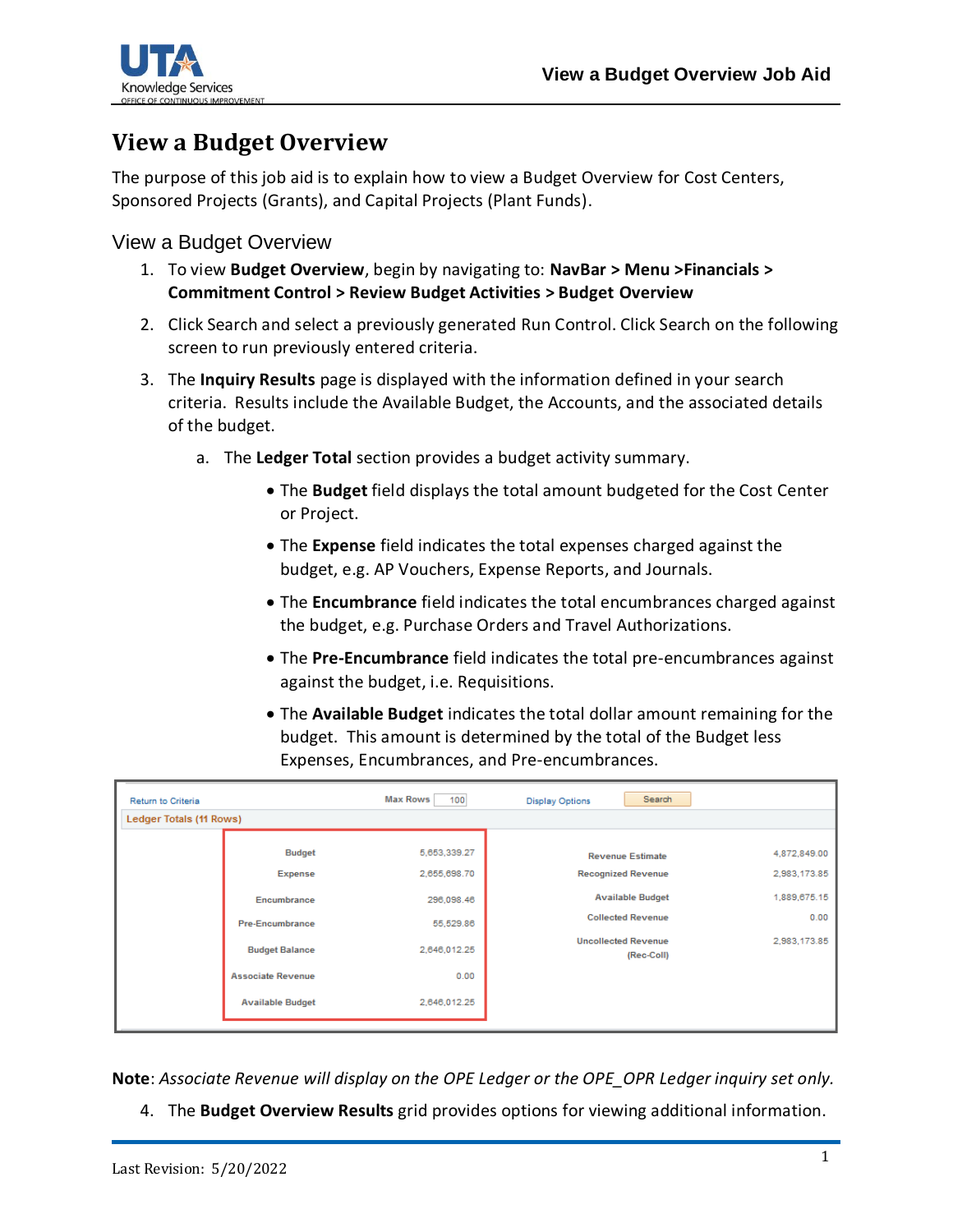# View a Budget Overview

The purpose of this job aid is to explain how to view a Budget Overview for Cost Centers, Sponsored Projects (Grants), and Capital Projects (Plant Funds).

## View a Budget Overview

1. To view **Budget Overview**, begin by navigating to: **NavBar > Menu >Financials > Commitment Control > Review Budget Activities > Budget Overview**
2. Click Search and select a previously generated Run Control. Click Search on the following screen to run previously entered criteria.
3. The **Inquiry Results** page is displayed with the information defined in your search criteria. Results include the Available Budget, the Accounts, and the associated details of the budget.
   a. The **Ledger Total** section provides a budget activity summary.
      - The **Budget** field displays the total amount budgeted for the Cost Center or Project.
      - The **Expense** field indicates the total expenses charged against the budget, e.g. AP Vouchers, Expense Reports, and Journals.
      - The **Encumbrance** field indicates the total encumbrances charged against the budget, e.g. Purchase Orders and Travel Authorizations.
      - The **Pre-Encumbrance** field indicates the total pre-encumbrances against against the budget, i.e. Requisitions.
      - The **Available Budget** indicates the total dollar amount remaining for the budget. This amount is determined by the total of the Budget less Expenses, Encumbrances, and Pre-encumbrances.

Return to Criteria | Max Rows 100 | Display Options | Search

Ledger Totals (11 Rows)

| | | | |
|---|---|---|---|
| Budget | 5,653,339.27 | Revenue Estimate | 4,872,849.00 |
| Expense | 2,655,698.70 | Recognized Revenue | 2,983,173.85 |
| Encumbrance | 296,098.46 | Available Budget | 1,889,675.15 |
| Pre-Encumbrance | 55,529.86 | Collected Revenue | 0.00 |
| Budget Balance | 2,646,012.25 | Uncollected Revenue (Rec-Coll) | 2,983,173.85 |
| Associate Revenue | 0.00 | | |
| Available Budget | 2,646,012.25 | | |

**Note**: *Associate Revenue will display on the OPE Ledger or the OPE_OPR Ledger inquiry set only.*

4. The **Budget Overview Results** grid provides options for viewing additional information.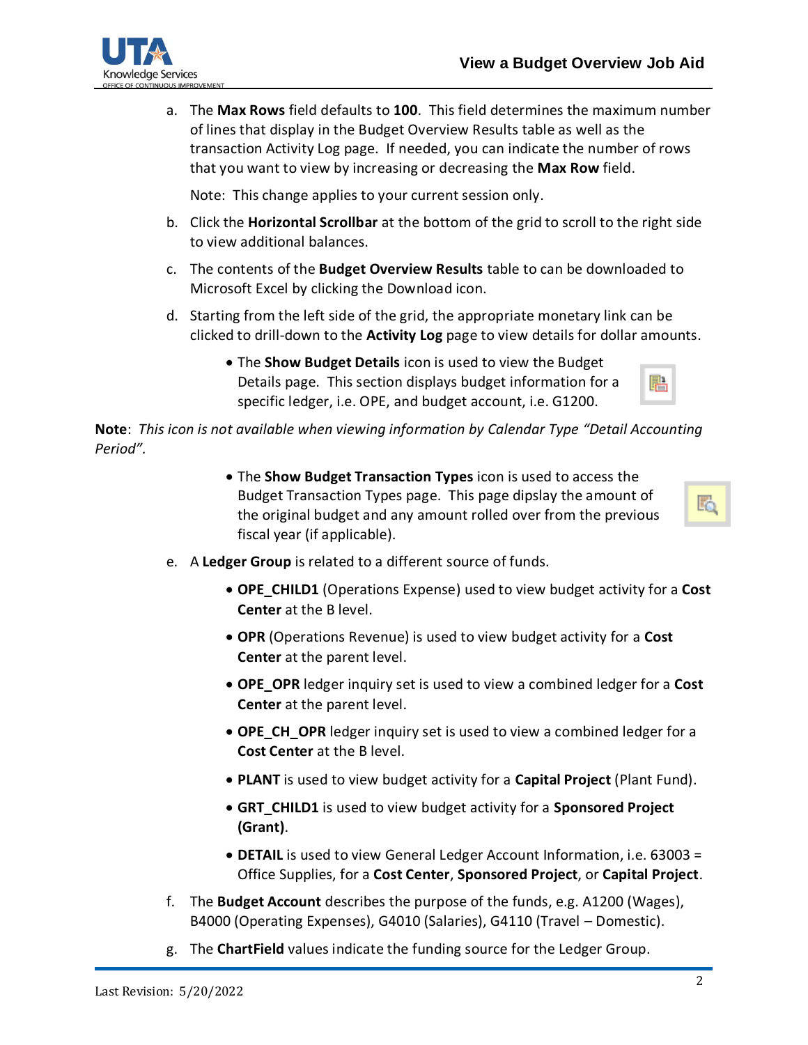a. The **Max Rows** field defaults to **100**. This field determines the maximum number of lines that display in the Budget Overview Results table as well as the transaction Activity Log page. If needed, you can indicate the number of rows that you want to view by increasing or decreasing the **Max Row** field.

   Note: This change applies to your current session only.

b. Click the **Horizontal Scrollbar** at the bottom of the grid to scroll to the right side to view additional balances.

c. The contents of the **Budget Overview Results** table to can be downloaded to Microsoft Excel by clicking the Download icon.

d. Starting from the left side of the grid, the appropriate monetary link can be clicked to drill-down to the **Activity Log** page to view details for dollar amounts.

   - The **Show Budget Details** icon is used to view the Budget Details page. This section displays budget information for a specific ledger, i.e. OPE, and budget account, i.e. G1200.

**Note**: *This icon is not available when viewing information by Calendar Type "Detail Accounting Period".*

   - The **Show Budget Transaction Types** icon is used to access the Budget Transaction Types page. This page dipslay the amount of the original budget and any amount rolled over from the previous fiscal year (if applicable).

e. A **Ledger Group** is related to a different source of funds.

   - **OPE_CHILD1** (Operations Expense) used to view budget activity for a **Cost Center** at the B level.
   - **OPR** (Operations Revenue) is used to view budget activity for a **Cost Center** at the parent level.
   - **OPE_OPR** ledger inquiry set is used to view a combined ledger for a **Cost Center** at the parent level.
   - **OPE_CH_OPR** ledger inquiry set is used to view a combined ledger for a **Cost Center** at the B level.
   - **PLANT** is used to view budget activity for a **Capital Project** (Plant Fund).
   - **GRT_CHILD1** is used to view budget activity for a **Sponsored Project (Grant)**.
   - **DETAIL** is used to view General Ledger Account Information, i.e. 63003 = Office Supplies, for a **Cost Center**, **Sponsored Project**, or **Capital Project**.

f. The **Budget Account** describes the purpose of the funds, e.g. A1200 (Wages), B4000 (Operating Expenses), G4010 (Salaries), G4110 (Travel – Domestic).

g. The **ChartField** values indicate the funding source for the Ledger Group.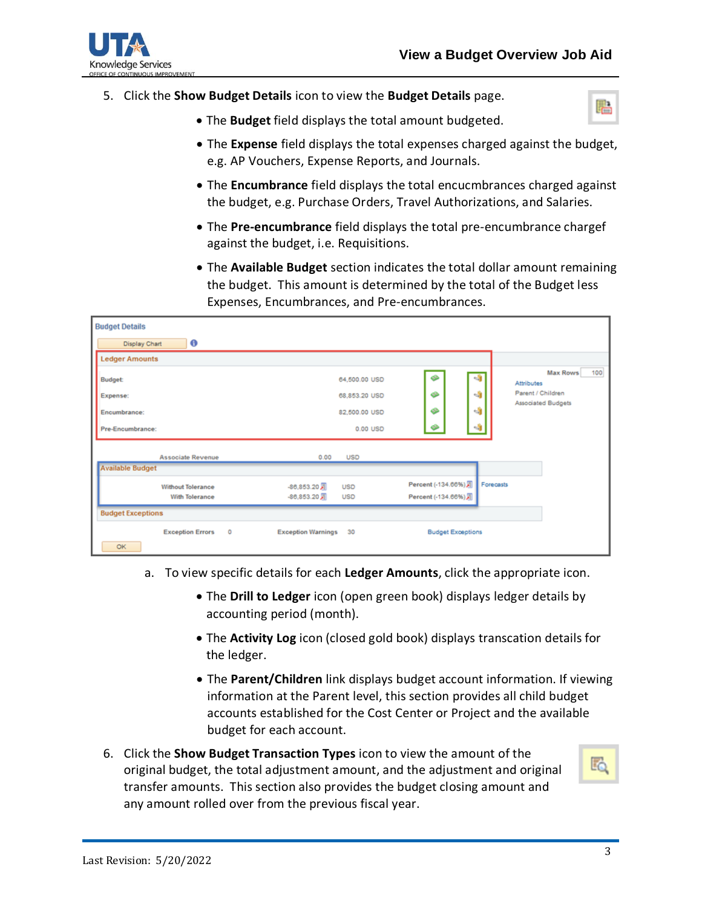5. Click the **Show Budget Details** icon to view the **Budget Details** page.

   - The **Budget** field displays the total amount budgeted.
   - The **Expense** field displays the total expenses charged against the budget, e.g. AP Vouchers, Expense Reports, and Journals.
   - The **Encumbrance** field displays the total encucmbrances charged against the budget, e.g. Purchase Orders, Travel Authorizations, and Salaries.
   - The **Pre-encumbrance** field displays the total pre-encumbrance chargef against the budget, i.e. Requisitions.
   - The **Available Budget** section indicates the total dollar amount remaining the budget. This amount is determined by the total of the Budget less Expenses, Encumbrances, and Pre-encumbrances.

Budget Details

Display Chart

Ledger Amounts

| | | |
|---|---|---|
| Budget: | 64,500.00 | USD |
| Expense: | 68,853.20 | USD |
| Encumbrance: | 82,500.00 | USD |
| Pre-Encumbrance: | 0.00 | USD |

Max Rows 100

Attributes

Parent / Children

Associated Budgets

Associate Revenue 0.00 USD

Available Budget

| | | | |
|---|---|---|---|
| Without Tolerance | -86,853.20 | USD | Percent (-134.66%) |
| With Tolerance | -86,853.20 | USD | Percent (-134.66%) |

Forecasts

Budget Exceptions

Exception Errors 0 Exception Warnings 30 Budget Exceptions

OK

   a. To view specific details for each **Ledger Amounts**, click the appropriate icon.

      - The **Drill to Ledger** icon (open green book) displays ledger details by accounting period (month).
      - The **Activity Log** icon (closed gold book) displays transcation details for the ledger.
      - The **Parent/Children** link displays budget account information. If viewing information at the Parent level, this section provides all child budget accounts established for the Cost Center or Project and the available budget for each account.

6. Click the **Show Budget Transaction Types** icon to view the amount of the original budget, the total adjustment amount, and the adjustment and original transfer amounts. This section also provides the budget closing amount and any amount rolled over from the previous fiscal year.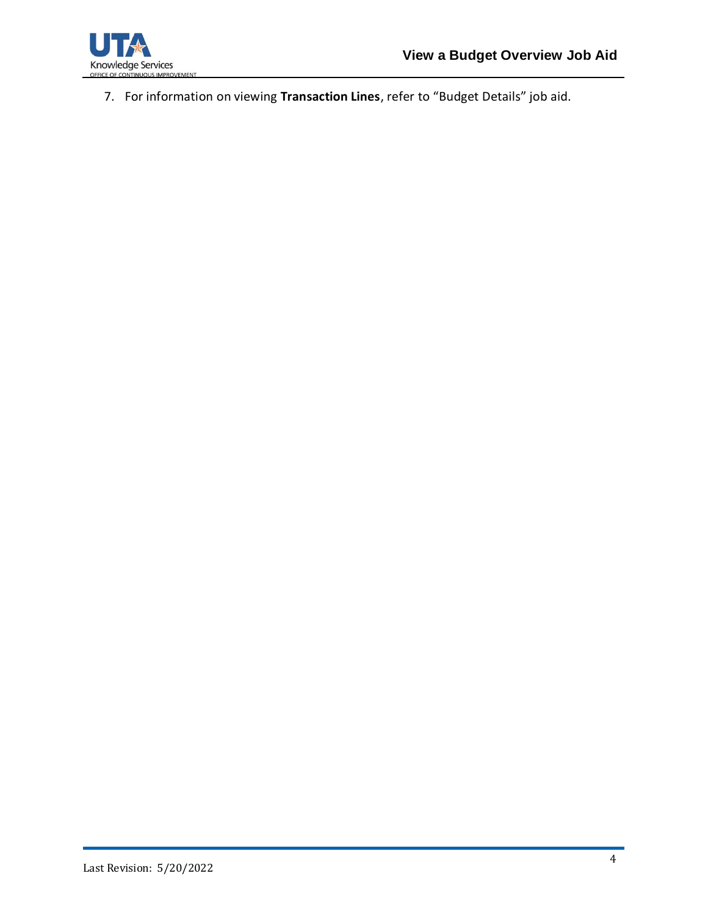7. For information on viewing **Transaction Lines**, refer to "Budget Details" job aid.